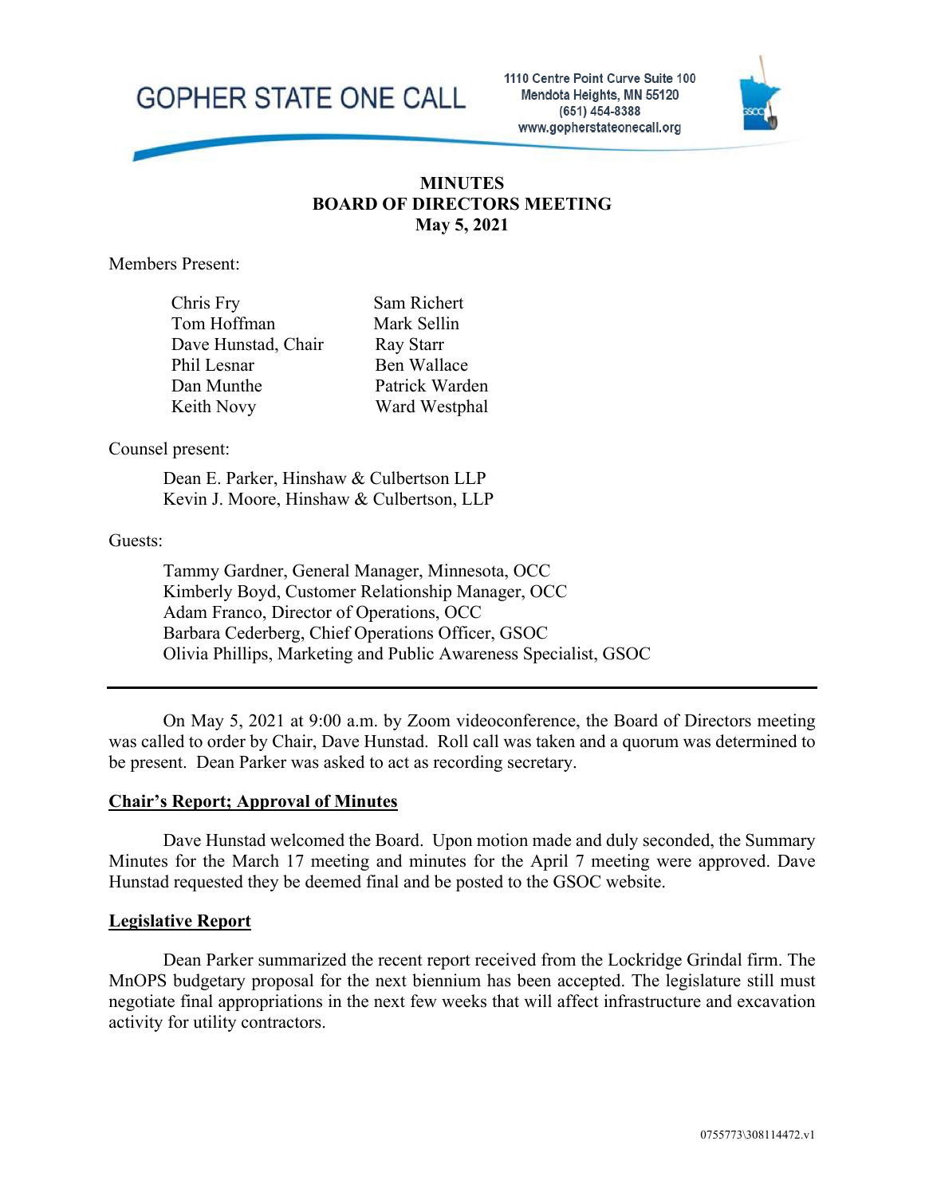GOPHER STATE ONE CALL

1110 Centre Point Curve Suite 100
Mendota Heights, MN 55120
(651) 454-8388
www.gopherstateonecall.org

# MINUTES
# BOARD OF DIRECTORS MEETING
# May 5, 2021

Members Present:

| | |
|---|---|
| Chris Fry | Sam Richert |
| Tom Hoffman | Mark Sellin |
| Dave Hunstad, Chair | Ray Starr |
| Phil Lesnar | Ben Wallace |
| Dan Munthe | Patrick Warden |
| Keith Novy | Ward Westphal |

Counsel present:

Dean E. Parker, Hinshaw & Culbertson LLP
Kevin J. Moore, Hinshaw & Culbertson, LLP

Guests:

Tammy Gardner, General Manager, Minnesota, OCC
Kimberly Boyd, Customer Relationship Manager, OCC
Adam Franco, Director of Operations, OCC
Barbara Cederberg, Chief Operations Officer, GSOC
Olivia Phillips, Marketing and Public Awareness Specialist, GSOC

---

On May 5, 2021 at 9:00 a.m. by Zoom videoconference, the Board of Directors meeting was called to order by Chair, Dave Hunstad. Roll call was taken and a quorum was determined to be present. Dean Parker was asked to act as recording secretary.

## Chair's Report; Approval of Minutes

Dave Hunstad welcomed the Board. Upon motion made and duly seconded, the Summary Minutes for the March 17 meeting and minutes for the April 7 meeting were approved. Dave Hunstad requested they be deemed final and be posted to the GSOC website.

## Legislative Report

Dean Parker summarized the recent report received from the Lockridge Grindal firm. The MnOPS budgetary proposal for the next biennium has been accepted. The legislature still must negotiate final appropriations in the next few weeks that will affect infrastructure and excavation activity for utility contractors.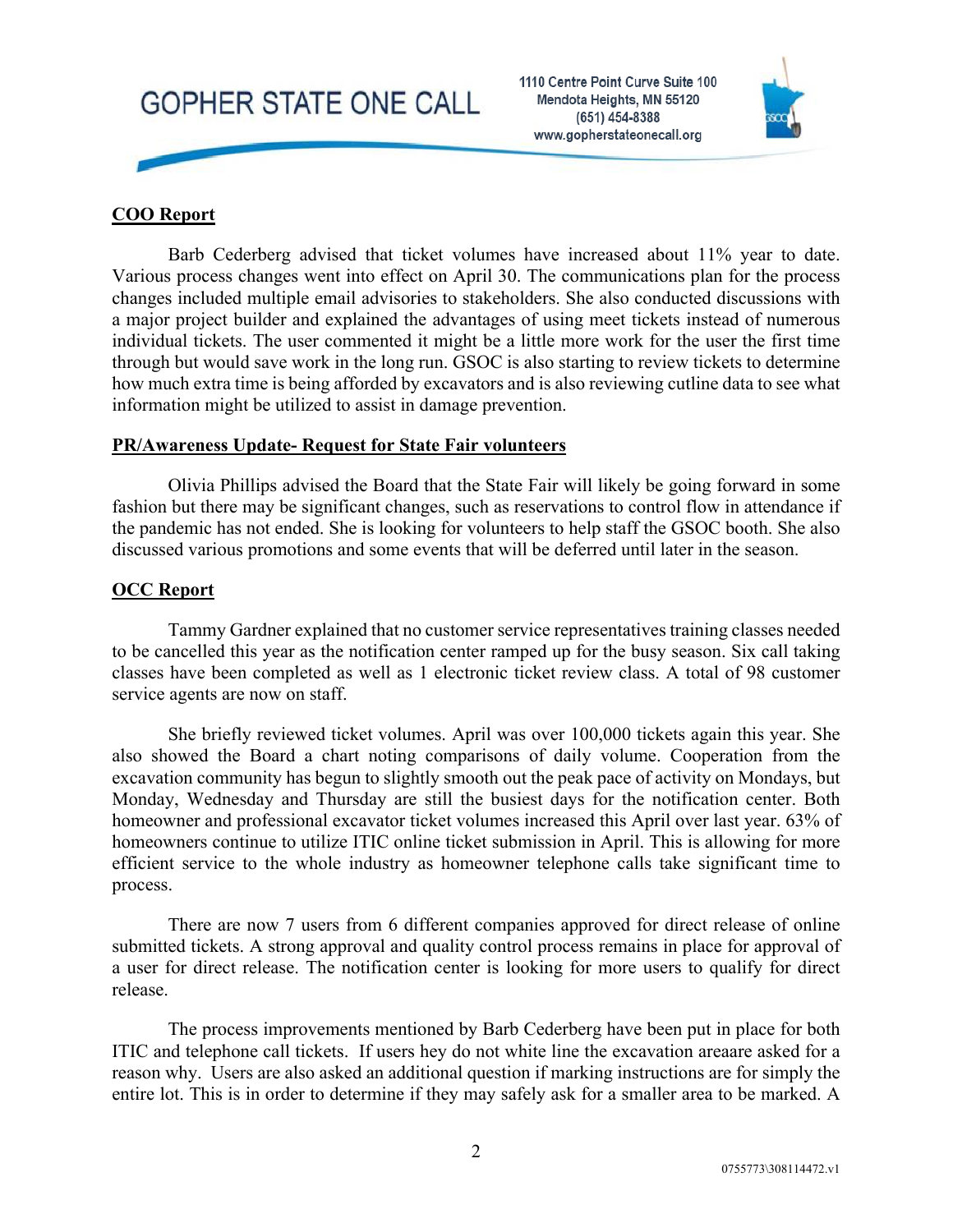## COO Report

Barb Cederberg advised that ticket volumes have increased about 11% year to date. Various process changes went into effect on April 30. The communications plan for the process changes included multiple email advisories to stakeholders. She also conducted discussions with a major project builder and explained the advantages of using meet tickets instead of numerous individual tickets. The user commented it might be a little more work for the user the first time through but would save work in the long run. GSOC is also starting to review tickets to determine how much extra time is being afforded by excavators and is also reviewing cutline data to see what information might be utilized to assist in damage prevention.

## PR/Awareness Update- Request for State Fair volunteers

Olivia Phillips advised the Board that the State Fair will likely be going forward in some fashion but there may be significant changes, such as reservations to control flow in attendance if the pandemic has not ended. She is looking for volunteers to help staff the GSOC booth. She also discussed various promotions and some events that will be deferred until later in the season.

## OCC Report

Tammy Gardner explained that no customer service representatives training classes needed to be cancelled this year as the notification center ramped up for the busy season. Six call taking classes have been completed as well as 1 electronic ticket review class. A total of 98 customer service agents are now on staff.

She briefly reviewed ticket volumes. April was over 100,000 tickets again this year. She also showed the Board a chart noting comparisons of daily volume. Cooperation from the excavation community has begun to slightly smooth out the peak pace of activity on Mondays, but Monday, Wednesday and Thursday are still the busiest days for the notification center. Both homeowner and professional excavator ticket volumes increased this April over last year. 63% of homeowners continue to utilize ITIC online ticket submission in April. This is allowing for more efficient service to the whole industry as homeowner telephone calls take significant time to process.

There are now 7 users from 6 different companies approved for direct release of online submitted tickets. A strong approval and quality control process remains in place for approval of a user for direct release. The notification center is looking for more users to qualify for direct release.

The process improvements mentioned by Barb Cederberg have been put in place for both ITIC and telephone call tickets. If users hey do not white line the excavation areaare asked for a reason why. Users are also asked an additional question if marking instructions are for simply the entire lot. This is in order to determine if they may safely ask for a smaller area to be marked. A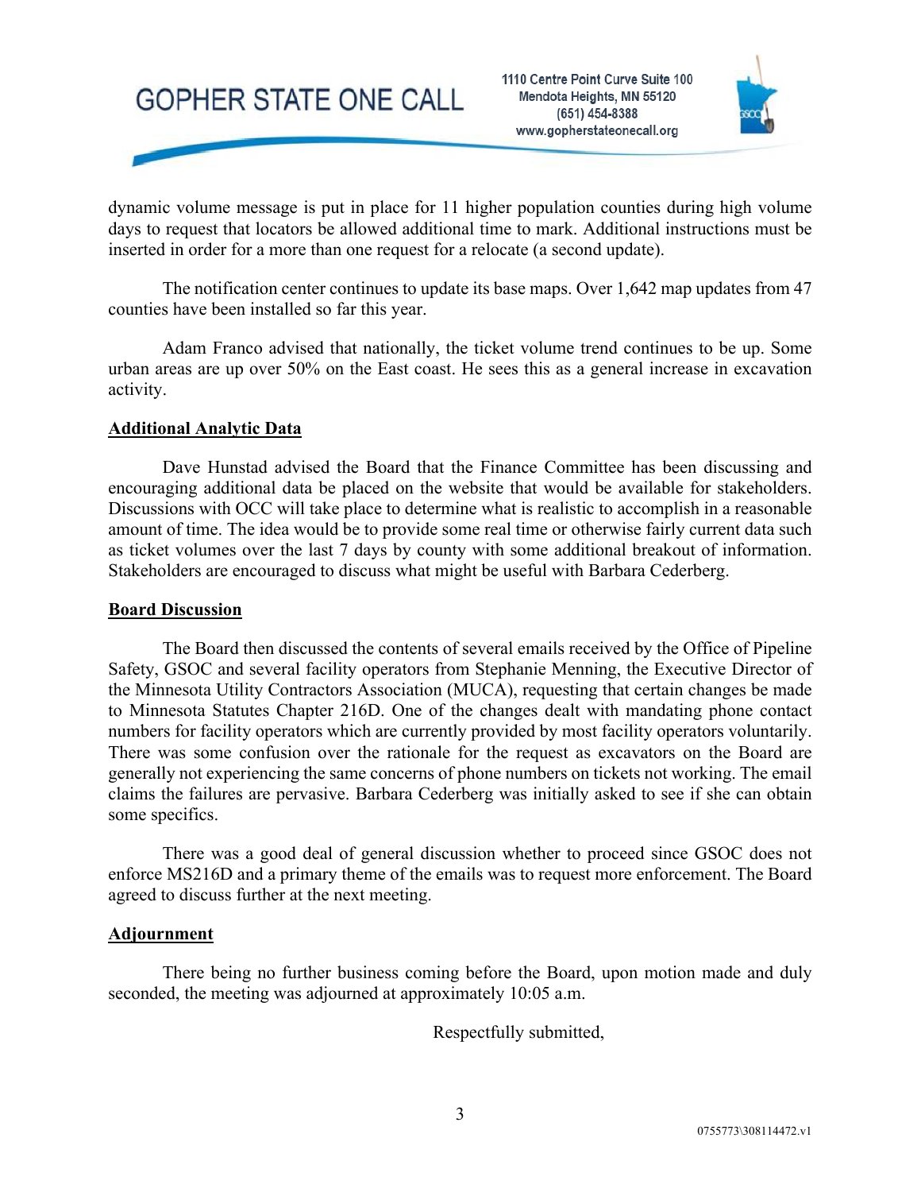dynamic volume message is put in place for 11 higher population counties during high volume days to request that locators be allowed additional time to mark. Additional instructions must be inserted in order for a more than one request for a relocate (a second update).

The notification center continues to update its base maps. Over 1,642 map updates from 47 counties have been installed so far this year.

Adam Franco advised that nationally, the ticket volume trend continues to be up. Some urban areas are up over 50% on the East coast. He sees this as a general increase in excavation activity.

**Additional Analytic Data**

Dave Hunstad advised the Board that the Finance Committee has been discussing and encouraging additional data be placed on the website that would be available for stakeholders. Discussions with OCC will take place to determine what is realistic to accomplish in a reasonable amount of time. The idea would be to provide some real time or otherwise fairly current data such as ticket volumes over the last 7 days by county with some additional breakout of information. Stakeholders are encouraged to discuss what might be useful with Barbara Cederberg.

**Board Discussion**

The Board then discussed the contents of several emails received by the Office of Pipeline Safety, GSOC and several facility operators from Stephanie Menning, the Executive Director of the Minnesota Utility Contractors Association (MUCA), requesting that certain changes be made to Minnesota Statutes Chapter 216D. One of the changes dealt with mandating phone contact numbers for facility operators which are currently provided by most facility operators voluntarily. There was some confusion over the rationale for the request as excavators on the Board are generally not experiencing the same concerns of phone numbers on tickets not working. The email claims the failures are pervasive. Barbara Cederberg was initially asked to see if she can obtain some specifics.

There was a good deal of general discussion whether to proceed since GSOC does not enforce MS216D and a primary theme of the emails was to request more enforcement. The Board agreed to discuss further at the next meeting.

**Adjournment**

There being no further business coming before the Board, upon motion made and duly seconded, the meeting was adjourned at approximately 10:05 a.m.

Respectfully submitted,

0755773\308114472.v1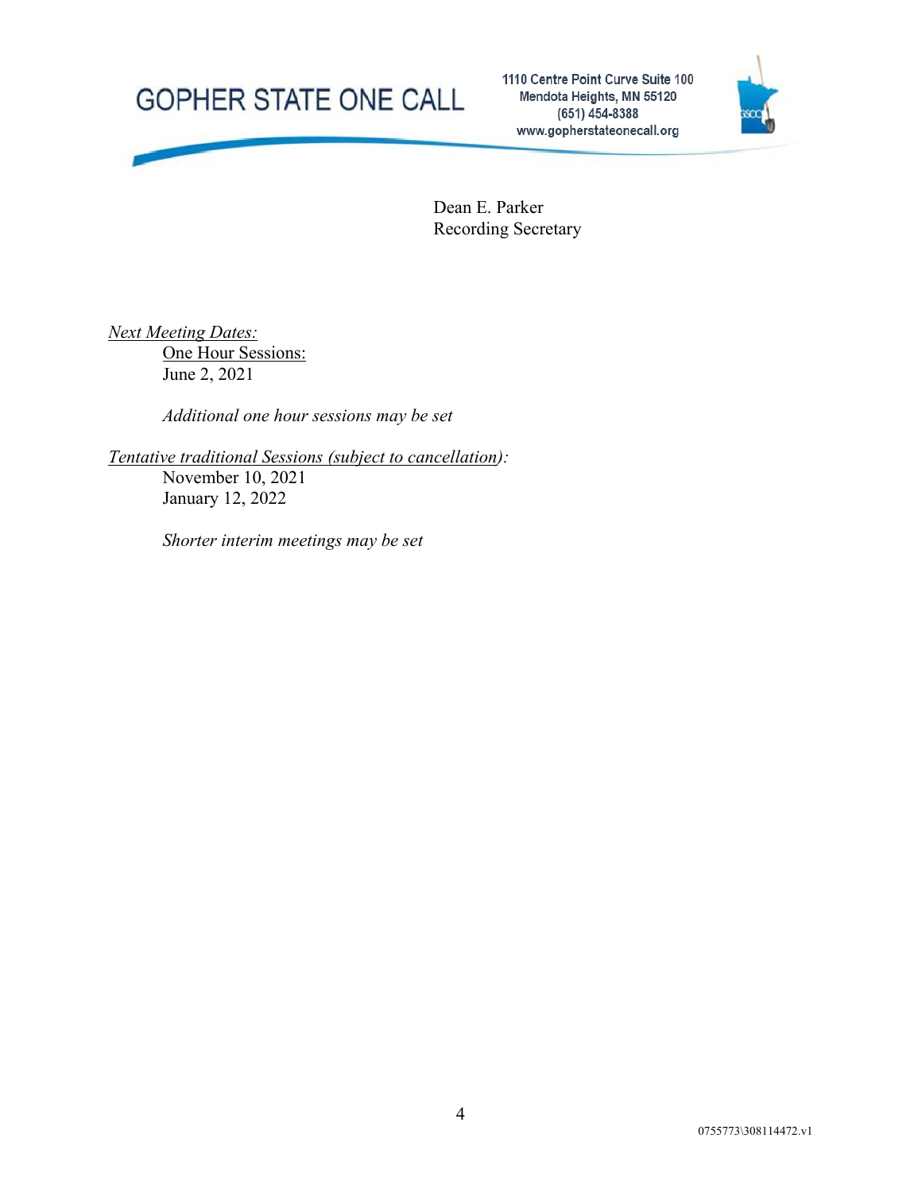GOPHER STATE ONE CALL

1110 Centre Point Curve Suite 100
Mendota Heights, MN 55120
(651) 454-8388
www.gopherstateonecall.org

Dean E. Parker
Recording Secretary

*Next Meeting Dates:*

One Hour Sessions:
June 2, 2021

*Additional one hour sessions may be set*

*Tentative traditional Sessions (subject to cancellation):*

November 10, 2021
January 12, 2022

*Shorter interim meetings may be set*

0755773\308114472.v1